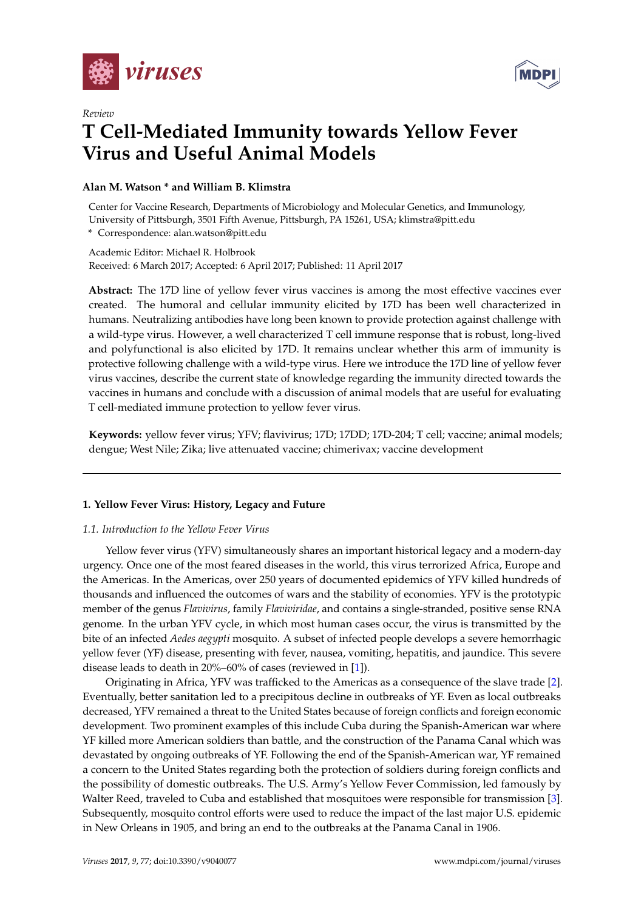*Review*

# T Cell-Mediated Immunity towards Yellow Fever Virus and Useful Animal Models

**Alan M. Watson * and William B. Klimstra**

Center for Vaccine Research, Departments of Microbiology and Molecular Genetics, and Immunology, University of Pittsburgh, 3501 Fifth Avenue, Pittsburgh, PA 15261, USA; klimstra@pitt.edu

* Correspondence: alan.watson@pitt.edu

Academic Editor: Michael R. Holbrook
Received: 6 March 2017; Accepted: 6 April 2017; Published: 11 April 2017

**Abstract:** The 17D line of yellow fever virus vaccines is among the most effective vaccines ever created. The humoral and cellular immunity elicited by 17D has been well characterized in humans. Neutralizing antibodies have long been known to provide protection against challenge with a wild-type virus. However, a well characterized T cell immune response that is robust, long-lived and polyfunctional is also elicited by 17D. It remains unclear whether this arm of immunity is protective following challenge with a wild-type virus. Here we introduce the 17D line of yellow fever virus vaccines, describe the current state of knowledge regarding the immunity directed towards the vaccines in humans and conclude with a discussion of animal models that are useful for evaluating T cell-mediated immune protection to yellow fever virus.

**Keywords:** yellow fever virus; YFV; flavivirus; 17D; 17DD; 17D-204; T cell; vaccine; animal models; dengue; West Nile; Zika; live attenuated vaccine; chimerivax; vaccine development

## 1. Yellow Fever Virus: History, Legacy and Future

### 1.1. Introduction to the Yellow Fever Virus

Yellow fever virus (YFV) simultaneously shares an important historical legacy and a modern-day urgency. Once one of the most feared diseases in the world, this virus terrorized Africa, Europe and the Americas. In the Americas, over 250 years of documented epidemics of YFV killed hundreds of thousands and influenced the outcomes of wars and the stability of economies. YFV is the prototypic member of the genus *Flavivirus*, family *Flaviviridae*, and contains a single-stranded, positive sense RNA genome. In the urban YFV cycle, in which most human cases occur, the virus is transmitted by the bite of an infected *Aedes aegypti* mosquito. A subset of infected people develops a severe hemorrhagic yellow fever (YF) disease, presenting with fever, nausea, vomiting, hepatitis, and jaundice. This severe disease leads to death in 20%–60% of cases (reviewed in [1]).

Originating in Africa, YFV was trafficked to the Americas as a consequence of the slave trade [2]. Eventually, better sanitation led to a precipitous decline in outbreaks of YF. Even as local outbreaks decreased, YFV remained a threat to the United States because of foreign conflicts and foreign economic development. Two prominent examples of this include Cuba during the Spanish-American war where YF killed more American soldiers than battle, and the construction of the Panama Canal which was devastated by ongoing outbreaks of YF. Following the end of the Spanish-American war, YF remained a concern to the United States regarding both the protection of soldiers during foreign conflicts and the possibility of domestic outbreaks. The U.S. Army's Yellow Fever Commission, led famously by Walter Reed, traveled to Cuba and established that mosquitoes were responsible for transmission [3]. Subsequently, mosquito control efforts were used to reduce the impact of the last major U.S. epidemic in New Orleans in 1905, and bring an end to the outbreaks at the Panama Canal in 1906.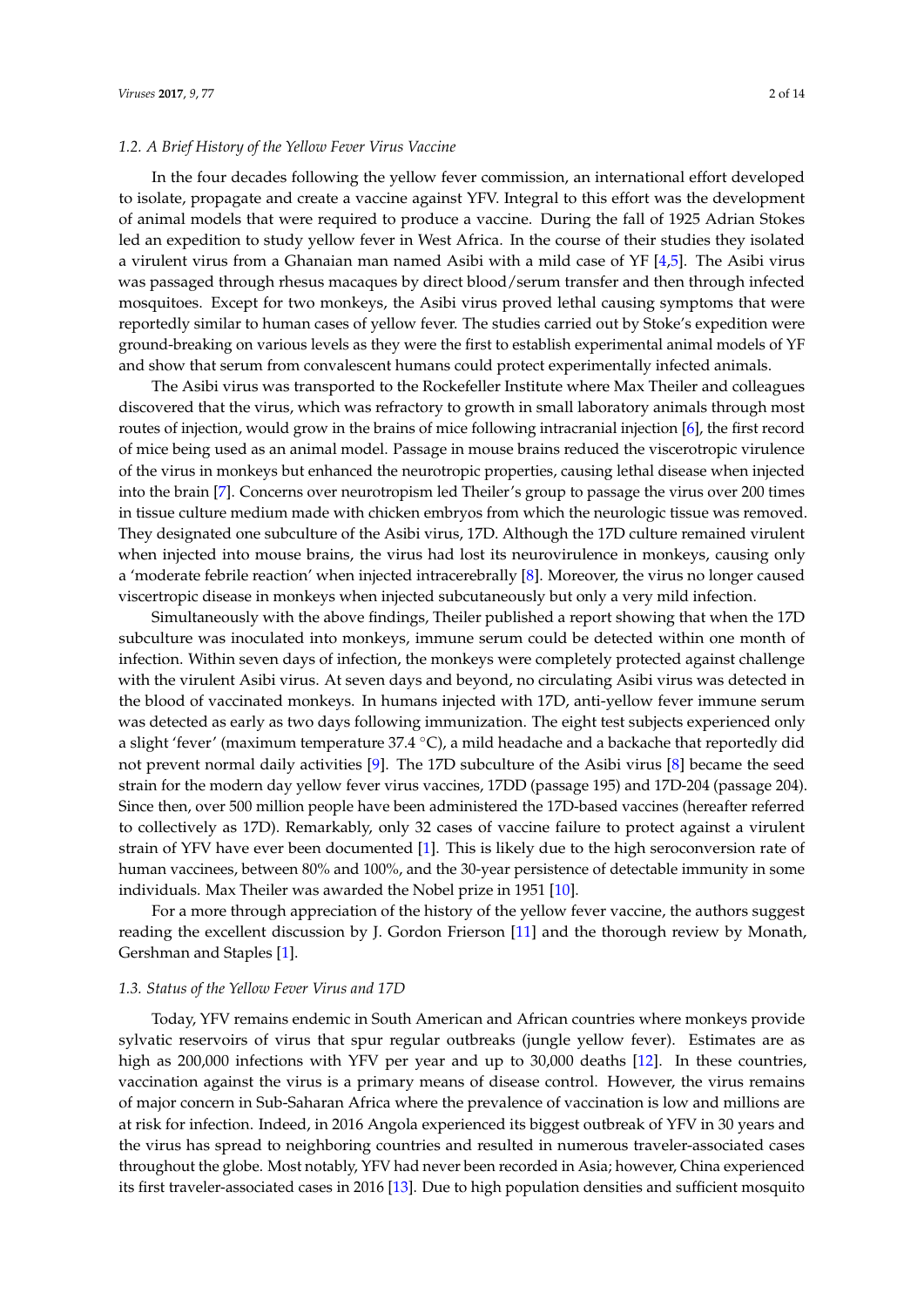### 1.2. A Brief History of the Yellow Fever Virus Vaccine

In the four decades following the yellow fever commission, an international effort developed to isolate, propagate and create a vaccine against YFV. Integral to this effort was the development of animal models that were required to produce a vaccine. During the fall of 1925 Adrian Stokes led an expedition to study yellow fever in West Africa. In the course of their studies they isolated a virulent virus from a Ghanaian man named Asibi with a mild case of YF [4,5]. The Asibi virus was passaged through rhesus macaques by direct blood/serum transfer and then through infected mosquitoes. Except for two monkeys, the Asibi virus proved lethal causing symptoms that were reportedly similar to human cases of yellow fever. The studies carried out by Stoke's expedition were ground-breaking on various levels as they were the first to establish experimental animal models of YF and show that serum from convalescent humans could protect experimentally infected animals.

The Asibi virus was transported to the Rockefeller Institute where Max Theiler and colleagues discovered that the virus, which was refractory to growth in small laboratory animals through most routes of injection, would grow in the brains of mice following intracranial injection [6], the first record of mice being used as an animal model. Passage in mouse brains reduced the viscerotropic virulence of the virus in monkeys but enhanced the neurotropic properties, causing lethal disease when injected into the brain [7]. Concerns over neurotropism led Theiler's group to passage the virus over 200 times in tissue culture medium made with chicken embryos from which the neurologic tissue was removed. They designated one subculture of the Asibi virus, 17D. Although the 17D culture remained virulent when injected into mouse brains, the virus had lost its neurovirulence in monkeys, causing only a 'moderate febrile reaction' when injected intracerebrally [8]. Moreover, the virus no longer caused viscertropic disease in monkeys when injected subcutaneously but only a very mild infection.

Simultaneously with the above findings, Theiler published a report showing that when the 17D subculture was inoculated into monkeys, immune serum could be detected within one month of infection. Within seven days of infection, the monkeys were completely protected against challenge with the virulent Asibi virus. At seven days and beyond, no circulating Asibi virus was detected in the blood of vaccinated monkeys. In humans injected with 17D, anti-yellow fever immune serum was detected as early as two days following immunization. The eight test subjects experienced only a slight 'fever' (maximum temperature 37.4 °C), a mild headache and a backache that reportedly did not prevent normal daily activities [9]. The 17D subculture of the Asibi virus [8] became the seed strain for the modern day yellow fever virus vaccines, 17DD (passage 195) and 17D-204 (passage 204). Since then, over 500 million people have been administered the 17D-based vaccines (hereafter referred to collectively as 17D). Remarkably, only 32 cases of vaccine failure to protect against a virulent strain of YFV have ever been documented [1]. This is likely due to the high seroconversion rate of human vaccinees, between 80% and 100%, and the 30-year persistence of detectable immunity in some individuals. Max Theiler was awarded the Nobel prize in 1951 [10].

For a more through appreciation of the history of the yellow fever vaccine, the authors suggest reading the excellent discussion by J. Gordon Frierson [11] and the thorough review by Monath, Gershman and Staples [1].

### 1.3. Status of the Yellow Fever Virus and 17D

Today, YFV remains endemic in South American and African countries where monkeys provide sylvatic reservoirs of virus that spur regular outbreaks (jungle yellow fever). Estimates are as high as 200,000 infections with YFV per year and up to 30,000 deaths [12]. In these countries, vaccination against the virus is a primary means of disease control. However, the virus remains of major concern in Sub-Saharan Africa where the prevalence of vaccination is low and millions are at risk for infection. Indeed, in 2016 Angola experienced its biggest outbreak of YFV in 30 years and the virus has spread to neighboring countries and resulted in numerous traveler-associated cases throughout the globe. Most notably, YFV had never been recorded in Asia; however, China experienced its first traveler-associated cases in 2016 [13]. Due to high population densities and sufficient mosquito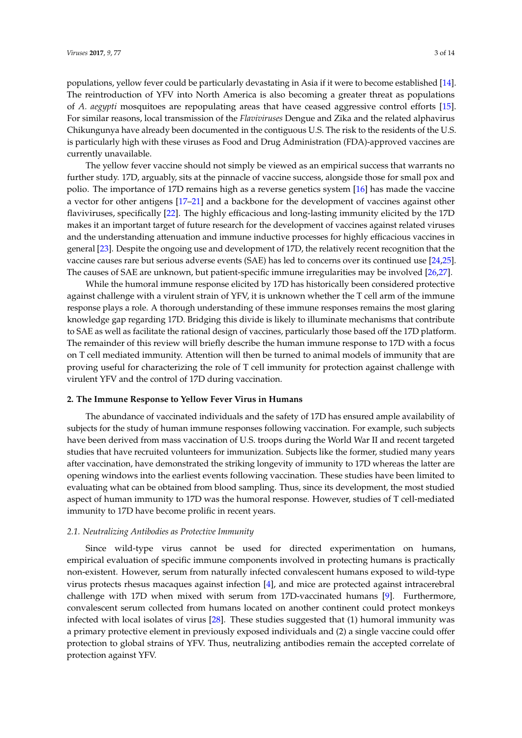populations, yellow fever could be particularly devastating in Asia if it were to become established [14]. The reintroduction of YFV into North America is also becoming a greater threat as populations of *A. aegypti* mosquitoes are repopulating areas that have ceased aggressive control efforts [15]. For similar reasons, local transmission of the *Flaviviruses* Dengue and Zika and the related alphavirus Chikungunya have already been documented in the contiguous U.S. The risk to the residents of the U.S. is particularly high with these viruses as Food and Drug Administration (FDA)-approved vaccines are currently unavailable.

The yellow fever vaccine should not simply be viewed as an empirical success that warrants no further study. 17D, arguably, sits at the pinnacle of vaccine success, alongside those for small pox and polio. The importance of 17D remains high as a reverse genetics system [16] has made the vaccine a vector for other antigens [17–21] and a backbone for the development of vaccines against other flaviviruses, specifically [22]. The highly efficacious and long-lasting immunity elicited by the 17D makes it an important target of future research for the development of vaccines against related viruses and the understanding attenuation and immune inductive processes for highly efficacious vaccines in general [23]. Despite the ongoing use and development of 17D, the relatively recent recognition that the vaccine causes rare but serious adverse events (SAE) has led to concerns over its continued use [24,25]. The causes of SAE are unknown, but patient-specific immune irregularities may be involved [26,27].

While the humoral immune response elicited by 17D has historically been considered protective against challenge with a virulent strain of YFV, it is unknown whether the T cell arm of the immune response plays a role. A thorough understanding of these immune responses remains the most glaring knowledge gap regarding 17D. Bridging this divide is likely to illuminate mechanisms that contribute to SAE as well as facilitate the rational design of vaccines, particularly those based off the 17D platform. The remainder of this review will briefly describe the human immune response to 17D with a focus on T cell mediated immunity. Attention will then be turned to animal models of immunity that are proving useful for characterizing the role of T cell immunity for protection against challenge with virulent YFV and the control of 17D during vaccination.

## 2. The Immune Response to Yellow Fever Virus in Humans

The abundance of vaccinated individuals and the safety of 17D has ensured ample availability of subjects for the study of human immune responses following vaccination. For example, such subjects have been derived from mass vaccination of U.S. troops during the World War II and recent targeted studies that have recruited volunteers for immunization. Subjects like the former, studied many years after vaccination, have demonstrated the striking longevity of immunity to 17D whereas the latter are opening windows into the earliest events following vaccination. These studies have been limited to evaluating what can be obtained from blood sampling. Thus, since its development, the most studied aspect of human immunity to 17D was the humoral response. However, studies of T cell-mediated immunity to 17D have become prolific in recent years.

### *2.1. Neutralizing Antibodies as Protective Immunity*

Since wild-type virus cannot be used for directed experimentation on humans, empirical evaluation of specific immune components involved in protecting humans is practically non-existent. However, serum from naturally infected convalescent humans exposed to wild-type virus protects rhesus macaques against infection [4], and mice are protected against intracerebral challenge with 17D when mixed with serum from 17D-vaccinated humans [9]. Furthermore, convalescent serum collected from humans located on another continent could protect monkeys infected with local isolates of virus [28]. These studies suggested that (1) humoral immunity was a primary protective element in previously exposed individuals and (2) a single vaccine could offer protection to global strains of YFV. Thus, neutralizing antibodies remain the accepted correlate of protection against YFV.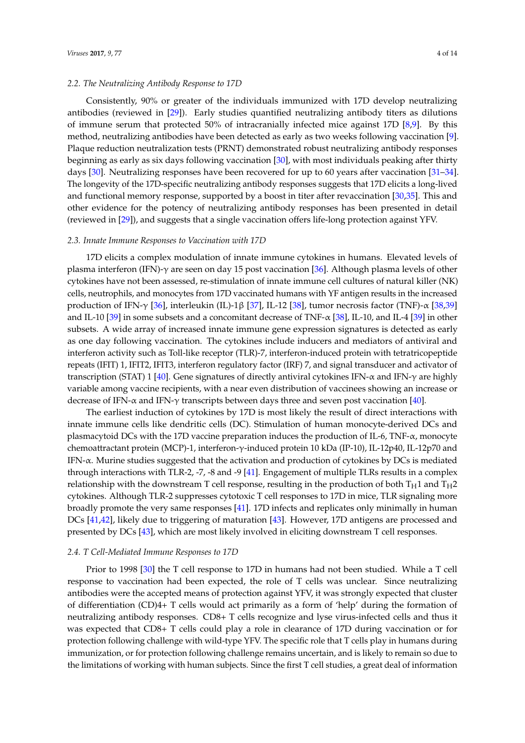### 2.2. The Neutralizing Antibody Response to 17D

Consistently, 90% or greater of the individuals immunized with 17D develop neutralizing antibodies (reviewed in [29]). Early studies quantified neutralizing antibody titers as dilutions of immune serum that protected 50% of intracranially infected mice against 17D [8,9]. By this method, neutralizing antibodies have been detected as early as two weeks following vaccination [9]. Plaque reduction neutralization tests (PRNT) demonstrated robust neutralizing antibody responses beginning as early as six days following vaccination [30], with most individuals peaking after thirty days [30]. Neutralizing responses have been recovered for up to 60 years after vaccination [31–34]. The longevity of the 17D-specific neutralizing antibody responses suggests that 17D elicits a long-lived and functional memory response, supported by a boost in titer after revaccination [30,35]. This and other evidence for the potency of neutralizing antibody responses has been presented in detail (reviewed in [29]), and suggests that a single vaccination offers life-long protection against YFV.

### 2.3. Innate Immune Responses to Vaccination with 17D

17D elicits a complex modulation of innate immune cytokines in humans. Elevated levels of plasma interferon (IFN)-γ are seen on day 15 post vaccination [36]. Although plasma levels of other cytokines have not been assessed, re-stimulation of innate immune cell cultures of natural killer (NK) cells, neutrophils, and monocytes from 17D vaccinated humans with YF antigen results in the increased production of IFN-γ [36], interleukin (IL)-1β [37], IL-12 [38], tumor necrosis factor (TNF)-α [38,39] and IL-10 [39] in some subsets and a concomitant decrease of TNF-α [38], IL-10, and IL-4 [39] in other subsets. A wide array of increased innate immune gene expression signatures is detected as early as one day following vaccination. The cytokines include inducers and mediators of antiviral and interferon activity such as Toll-like receptor (TLR)-7, interferon-induced protein with tetratricopeptide repeats (IFIT) 1, IFIT2, IFIT3, interferon regulatory factor (IRF) 7, and signal transducer and activator of transcription (STAT) 1 [40]. Gene signatures of directly antiviral cytokines IFN-α and IFN-γ are highly variable among vaccine recipients, with a near even distribution of vaccinees showing an increase or decrease of IFN-α and IFN-γ transcripts between days three and seven post vaccination [40].

The earliest induction of cytokines by 17D is most likely the result of direct interactions with innate immune cells like dendritic cells (DC). Stimulation of human monocyte-derived DCs and plasmacytoid DCs with the 17D vaccine preparation induces the production of IL-6, TNF-α, monocyte chemoattractant protein (MCP)-1, interferon-γ-induced protein 10 kDa (IP-10), IL-12p40, IL-12p70 and IFN-α. Murine studies suggested that the activation and production of cytokines by DCs is mediated through interactions with TLR-2, -7, -8 and -9 [41]. Engagement of multiple TLRs results in a complex relationship with the downstream T cell response, resulting in the production of both $T_H1$ and $T_H2$ cytokines. Although TLR-2 suppresses cytotoxic T cell responses to 17D in mice, TLR signaling more broadly promote the very same responses [41]. 17D infects and replicates only minimally in human DCs [41,42], likely due to triggering of maturation [43]. However, 17D antigens are processed and presented by DCs [43], which are most likely involved in eliciting downstream T cell responses.

### 2.4. T Cell-Mediated Immune Responses to 17D

Prior to 1998 [30] the T cell response to 17D in humans had not been studied. While a T cell response to vaccination had been expected, the role of T cells was unclear. Since neutralizing antibodies were the accepted means of protection against YFV, it was strongly expected that cluster of differentiation (CD)4+ T cells would act primarily as a form of 'help' during the formation of neutralizing antibody responses. CD8+ T cells recognize and lyse virus-infected cells and thus it was expected that CD8+ T cells could play a role in clearance of 17D during vaccination or for protection following challenge with wild-type YFV. The specific role that T cells play in humans during immunization, or for protection following challenge remains uncertain, and is likely to remain so due to the limitations of working with human subjects. Since the first T cell studies, a great deal of information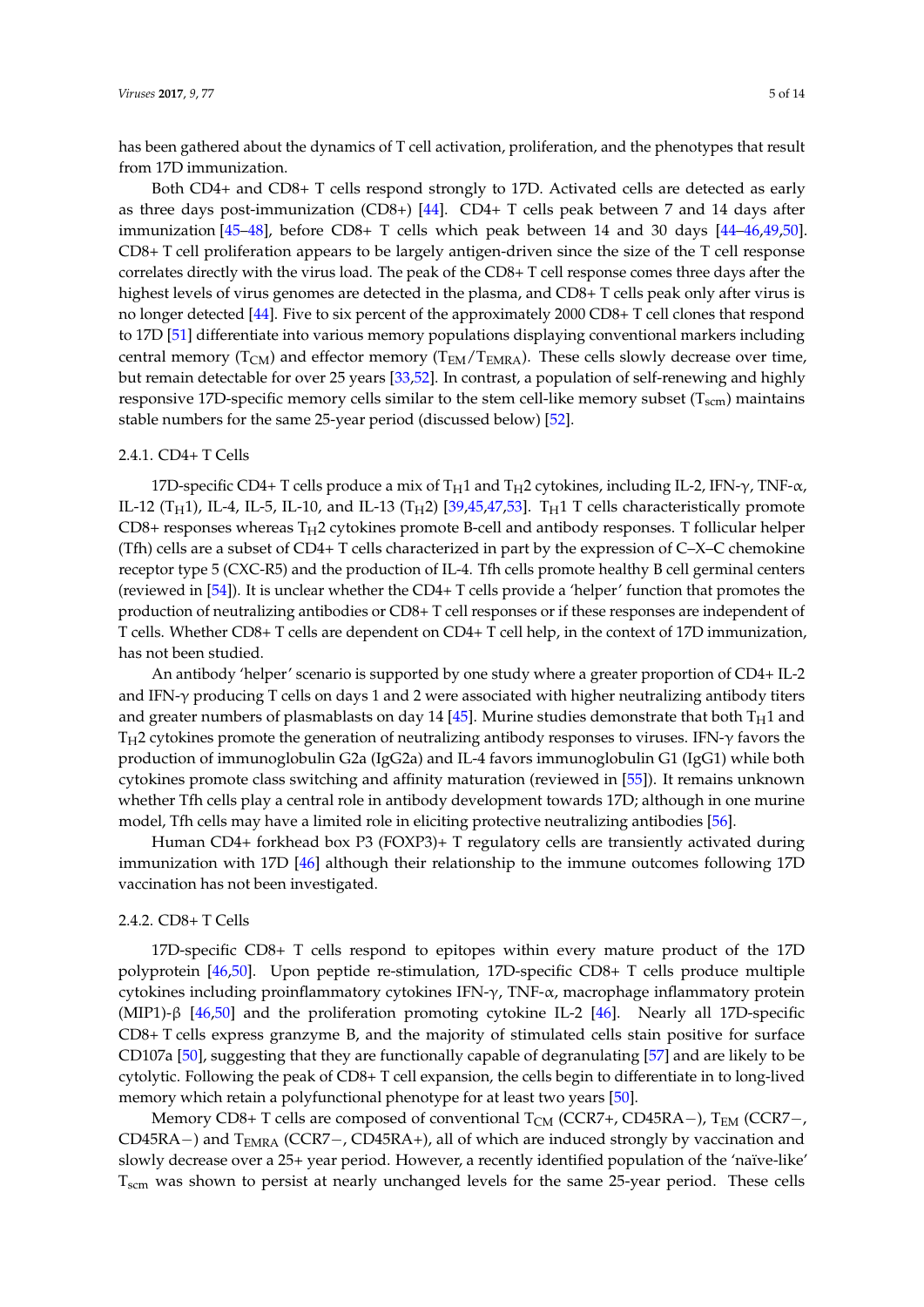has been gathered about the dynamics of T cell activation, proliferation, and the phenotypes that result from 17D immunization.

Both CD4+ and CD8+ T cells respond strongly to 17D. Activated cells are detected as early as three days post-immunization (CD8+) [44]. CD4+ T cells peak between 7 and 14 days after immunization [45–48], before CD8+ T cells which peak between 14 and 30 days [44–46,49,50]. CD8+ T cell proliferation appears to be largely antigen-driven since the size of the T cell response correlates directly with the virus load. The peak of the CD8+ T cell response comes three days after the highest levels of virus genomes are detected in the plasma, and CD8+ T cells peak only after virus is no longer detected [44]. Five to six percent of the approximately 2000 CD8+ T cell clones that respond to 17D [51] differentiate into various memory populations displaying conventional markers including central memory ($T_{CM}$) and effector memory ($T_{EM}$/$T_{EMRA}$). These cells slowly decrease over time, but remain detectable for over 25 years [33,52]. In contrast, a population of self-renewing and highly responsive 17D-specific memory cells similar to the stem cell-like memory subset ($T_{scm}$) maintains stable numbers for the same 25-year period (discussed below) [52].

### 2.4.1. CD4+ T Cells

17D-specific CD4+ T cells produce a mix of $T_H1$ and $T_H2$ cytokines, including IL-2, IFN-γ, TNF-α, IL-12 ($T_H1$), IL-4, IL-5, IL-10, and IL-13 ($T_H2$) [39,45,47,53]. $T_H1$ T cells characteristically promote CD8+ responses whereas $T_H2$ cytokines promote B-cell and antibody responses. T follicular helper (Tfh) cells are a subset of CD4+ T cells characterized in part by the expression of C–X–C chemokine receptor type 5 (CXC-R5) and the production of IL-4. Tfh cells promote healthy B cell germinal centers (reviewed in [54]). It is unclear whether the CD4+ T cells provide a 'helper' function that promotes the production of neutralizing antibodies or CD8+ T cell responses or if these responses are independent of T cells. Whether CD8+ T cells are dependent on CD4+ T cell help, in the context of 17D immunization, has not been studied.

An antibody 'helper' scenario is supported by one study where a greater proportion of CD4+ IL-2 and IFN-γ producing T cells on days 1 and 2 were associated with higher neutralizing antibody titers and greater numbers of plasmablasts on day 14 [45]. Murine studies demonstrate that both $T_H1$ and $T_H2$ cytokines promote the generation of neutralizing antibody responses to viruses. IFN-γ favors the production of immunoglobulin G2a (IgG2a) and IL-4 favors immunoglobulin G1 (IgG1) while both cytokines promote class switching and affinity maturation (reviewed in [55]). It remains unknown whether Tfh cells play a central role in antibody development towards 17D; although in one murine model, Tfh cells may have a limited role in eliciting protective neutralizing antibodies [56].

Human CD4+ forkhead box P3 (FOXP3)+ T regulatory cells are transiently activated during immunization with 17D [46] although their relationship to the immune outcomes following 17D vaccination has not been investigated.

### 2.4.2. CD8+ T Cells

17D-specific CD8+ T cells respond to epitopes within every mature product of the 17D polyprotein [46,50]. Upon peptide re-stimulation, 17D-specific CD8+ T cells produce multiple cytokines including proinflammatory cytokines IFN-γ, TNF-α, macrophage inflammatory protein (MIP1)-β [46,50] and the proliferation promoting cytokine IL-2 [46]. Nearly all 17D-specific CD8+ T cells express granzyme B, and the majority of stimulated cells stain positive for surface CD107a [50], suggesting that they are functionally capable of degranulating [57] and are likely to be cytolytic. Following the peak of CD8+ T cell expansion, the cells begin to differentiate in to long-lived memory which retain a polyfunctional phenotype for at least two years [50].

Memory CD8+ T cells are composed of conventional $T_{CM}$ (CCR7+, CD45RA−), $T_{EM}$ (CCR7−, CD45RA−) and $T_{EMRA}$ (CCR7−, CD45RA+), all of which are induced strongly by vaccination and slowly decrease over a 25+ year period. However, a recently identified population of the 'naïve-like' $T_{scm}$ was shown to persist at nearly unchanged levels for the same 25-year period. These cells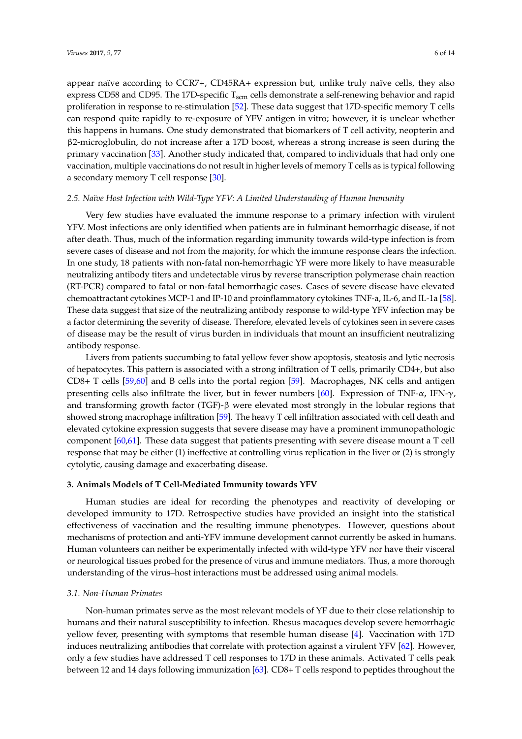appear naïve according to CCR7+, CD45RA+ expression but, unlike truly naïve cells, they also express CD58 and CD95. The 17D-specific $T_{scm}$ cells demonstrate a self-renewing behavior and rapid proliferation in response to re-stimulation [52]. These data suggest that 17D-specific memory T cells can respond quite rapidly to re-exposure of YFV antigen in vitro; however, it is unclear whether this happens in humans. One study demonstrated that biomarkers of T cell activity, neopterin and β2-microglobulin, do not increase after a 17D boost, whereas a strong increase is seen during the primary vaccination [33]. Another study indicated that, compared to individuals that had only one vaccination, multiple vaccinations do not result in higher levels of memory T cells as is typical following a secondary memory T cell response [30].

### *2.5. Naïve Host Infection with Wild-Type YFV: A Limited Understanding of Human Immunity*

Very few studies have evaluated the immune response to a primary infection with virulent YFV. Most infections are only identified when patients are in fulminant hemorrhagic disease, if not after death. Thus, much of the information regarding immunity towards wild-type infection is from severe cases of disease and not from the majority, for which the immune response clears the infection. In one study, 18 patients with non-fatal non-hemorrhagic YF were more likely to have measurable neutralizing antibody titers and undetectable virus by reverse transcription polymerase chain reaction (RT-PCR) compared to fatal or non-fatal hemorrhagic cases. Cases of severe disease have elevated chemoattractant cytokines MCP-1 and IP-10 and proinflammatory cytokines TNF-a, IL-6, and IL-1a [58]. These data suggest that size of the neutralizing antibody response to wild-type YFV infection may be a factor determining the severity of disease. Therefore, elevated levels of cytokines seen in severe cases of disease may be the result of virus burden in individuals that mount an insufficient neutralizing antibody response.

Livers from patients succumbing to fatal yellow fever show apoptosis, steatosis and lytic necrosis of hepatocytes. This pattern is associated with a strong infiltration of T cells, primarily CD4+, but also CD8+ T cells [59,60] and B cells into the portal region [59]. Macrophages, NK cells and antigen presenting cells also infiltrate the liver, but in fewer numbers [60]. Expression of TNF-α, IFN-γ, and transforming growth factor (TGF)-β were elevated most strongly in the lobular regions that showed strong macrophage infiltration [59]. The heavy T cell infiltration associated with cell death and elevated cytokine expression suggests that severe disease may have a prominent immunopathologic component [60,61]. These data suggest that patients presenting with severe disease mount a T cell response that may be either (1) ineffective at controlling virus replication in the liver or (2) is strongly cytolytic, causing damage and exacerbating disease.

## **3. Animals Models of T Cell-Mediated Immunity towards YFV**

Human studies are ideal for recording the phenotypes and reactivity of developing or developed immunity to 17D. Retrospective studies have provided an insight into the statistical effectiveness of vaccination and the resulting immune phenotypes. However, questions about mechanisms of protection and anti-YFV immune development cannot currently be asked in humans. Human volunteers can neither be experimentally infected with wild-type YFV nor have their visceral or neurological tissues probed for the presence of virus and immune mediators. Thus, a more thorough understanding of the virus–host interactions must be addressed using animal models.

### *3.1. Non-Human Primates*

Non-human primates serve as the most relevant models of YF due to their close relationship to humans and their natural susceptibility to infection. Rhesus macaques develop severe hemorrhagic yellow fever, presenting with symptoms that resemble human disease [4]. Vaccination with 17D induces neutralizing antibodies that correlate with protection against a virulent YFV [62]. However, only a few studies have addressed T cell responses to 17D in these animals. Activated T cells peak between 12 and 14 days following immunization [63]. CD8+ T cells respond to peptides throughout the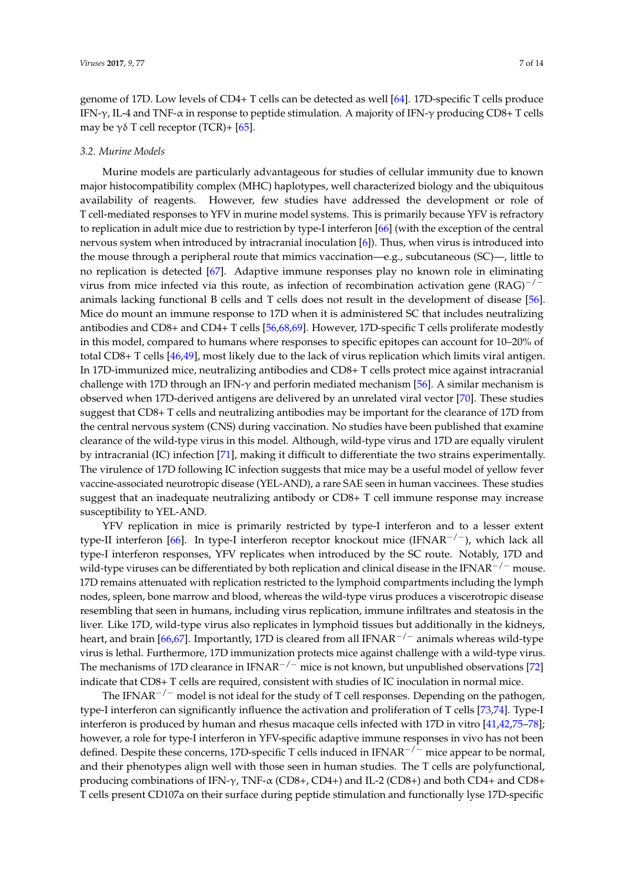genome of 17D. Low levels of CD4+ T cells can be detected as well [64]. 17D-specific T cells produce IFN-γ, IL-4 and TNF-α in response to peptide stimulation. A majority of IFN-γ producing CD8+ T cells may be γδ T cell receptor (TCR)+ [65].

### 3.2. Murine Models

Murine models are particularly advantageous for studies of cellular immunity due to known major histocompatibility complex (MHC) haplotypes, well characterized biology and the ubiquitous availability of reagents. However, few studies have addressed the development or role of T cell-mediated responses to YFV in murine model systems. This is primarily because YFV is refractory to replication in adult mice due to restriction by type-I interferon [66] (with the exception of the central nervous system when introduced by intracranial inoculation [6]). Thus, when virus is introduced into the mouse through a peripheral route that mimics vaccination—e.g., subcutaneous (SC)—, little to no replication is detected [67]. Adaptive immune responses play no known role in eliminating virus from mice infected via this route, as infection of recombination activation gene $(RAG)^{-/-}$ animals lacking functional B cells and T cells does not result in the development of disease [56]. Mice do mount an immune response to 17D when it is administered SC that includes neutralizing antibodies and CD8+ and CD4+ T cells [56,68,69]. However, 17D-specific T cells proliferate modestly in this model, compared to humans where responses to specific epitopes can account for 10–20% of total CD8+ T cells [46,49], most likely due to the lack of virus replication which limits viral antigen. In 17D-immunized mice, neutralizing antibodies and CD8+ T cells protect mice against intracranial challenge with 17D through an IFN-γ and perforin mediated mechanism [56]. A similar mechanism is observed when 17D-derived antigens are delivered by an unrelated viral vector [70]. These studies suggest that CD8+ T cells and neutralizing antibodies may be important for the clearance of 17D from the central nervous system (CNS) during vaccination. No studies have been published that examine clearance of the wild-type virus in this model. Although, wild-type virus and 17D are equally virulent by intracranial (IC) infection [71], making it difficult to differentiate the two strains experimentally. The virulence of 17D following IC infection suggests that mice may be a useful model of yellow fever vaccine-associated neurotropic disease (YEL-AND), a rare SAE seen in human vaccinees. These studies suggest that an inadequate neutralizing antibody or CD8+ T cell immune response may increase susceptibility to YEL-AND.

YFV replication in mice is primarily restricted by type-I interferon and to a lesser extent type-II interferon [66]. In type-I interferon receptor knockout mice $(IFNAR^{-/-})$, which lack all type-I interferon responses, YFV replicates when introduced by the SC route. Notably, 17D and wild-type viruses can be differentiated by both replication and clinical disease in the $IFNAR^{-/-}$ mouse. 17D remains attenuated with replication restricted to the lymphoid compartments including the lymph nodes, spleen, bone marrow and blood, whereas the wild-type virus produces a viscerotropic disease resembling that seen in humans, including virus replication, immune infiltrates and steatosis in the liver. Like 17D, wild-type virus also replicates in lymphoid tissues but additionally in the kidneys, heart, and brain [66,67]. Importantly, 17D is cleared from all $IFNAR^{-/-}$ animals whereas wild-type virus is lethal. Furthermore, 17D immunization protects mice against challenge with a wild-type virus. The mechanisms of 17D clearance in $IFNAR^{-/-}$ mice is not known, but unpublished observations [72] indicate that CD8+ T cells are required, consistent with studies of IC inoculation in normal mice.

The $IFNAR^{-/-}$ model is not ideal for the study of T cell responses. Depending on the pathogen, type-I interferon can significantly influence the activation and proliferation of T cells [73,74]. Type-I interferon is produced by human and rhesus macaque cells infected with 17D in vitro [41,42,75–78]; however, a role for type-I interferon in YFV-specific adaptive immune responses in vivo has not been defined. Despite these concerns, 17D-specific T cells induced in $IFNAR^{-/-}$ mice appear to be normal, and their phenotypes align well with those seen in human studies. The T cells are polyfunctional, producing combinations of IFN-γ, TNF-α (CD8+, CD4+) and IL-2 (CD8+) and both CD4+ and CD8+ T cells present CD107a on their surface during peptide stimulation and functionally lyse 17D-specific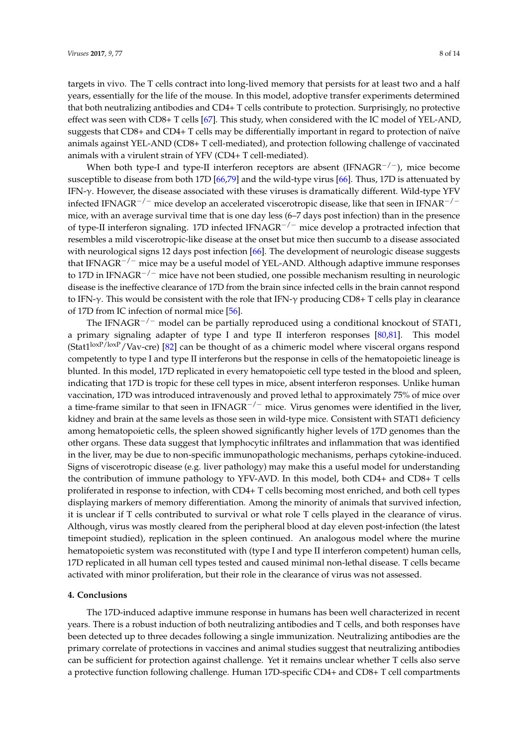targets in vivo. The T cells contract into long-lived memory that persists for at least two and a half years, essentially for the life of the mouse. In this model, adoptive transfer experiments determined that both neutralizing antibodies and CD4+ T cells contribute to protection. Surprisingly, no protective effect was seen with CD8+ T cells [67]. This study, when considered with the IC model of YEL-AND, suggests that CD8+ and CD4+ T cells may be differentially important in regard to protection of naïve animals against YEL-AND (CD8+ T cell-mediated), and protection following challenge of vaccinated animals with a virulent strain of YFV (CD4+ T cell-mediated).

When both type-I and type-II interferon receptors are absent (IFNAGR$^{-/-}$), mice become susceptible to disease from both 17D [66,79] and the wild-type virus [66]. Thus, 17D is attenuated by IFN-$\gamma$. However, the disease associated with these viruses is dramatically different. Wild-type YFV infected IFNAGR$^{-/-}$ mice develop an accelerated viscerotropic disease, like that seen in IFNAR$^{-/-}$ mice, with an average survival time that is one day less (6–7 days post infection) than in the presence of type-II interferon signaling. 17D infected IFNAGR$^{-/-}$ mice develop a protracted infection that resembles a mild viscerotropic-like disease at the onset but mice then succumb to a disease associated with neurological signs 12 days post infection [66]. The development of neurologic disease suggests that IFNAGR$^{-/-}$ mice may be a useful model of YEL-AND. Although adaptive immune responses to 17D in IFNAGR$^{-/-}$ mice have not been studied, one possible mechanism resulting in neurologic disease is the ineffective clearance of 17D from the brain since infected cells in the brain cannot respond to IFN-$\gamma$. This would be consistent with the role that IFN-$\gamma$ producing CD8+ T cells play in clearance of 17D from IC infection of normal mice [56].

The IFNAGR$^{-/-}$ model can be partially reproduced using a conditional knockout of STAT1, a primary signaling adapter of type I and type II interferon responses [80,81]. This model (Stat1$^{loxP/loxP}$/Vav-cre) [82] can be thought of as a chimeric model where visceral organs respond competently to type I and type II interferons but the response in cells of the hematopoietic lineage is blunted. In this model, 17D replicated in every hematopoietic cell type tested in the blood and spleen, indicating that 17D is tropic for these cell types in mice, absent interferon responses. Unlike human vaccination, 17D was introduced intravenously and proved lethal to approximately 75% of mice over a time-frame similar to that seen in IFNAGR$^{-/-}$ mice. Virus genomes were identified in the liver, kidney and brain at the same levels as those seen in wild-type mice. Consistent with STAT1 deficiency among hematopoietic cells, the spleen showed significantly higher levels of 17D genomes than the other organs. These data suggest that lymphocytic infiltrates and inflammation that was identified in the liver, may be due to non-specific immunopathologic mechanisms, perhaps cytokine-induced. Signs of viscerotropic disease (e.g. liver pathology) may make this a useful model for understanding the contribution of immune pathology to YFV-AVD. In this model, both CD4+ and CD8+ T cells proliferated in response to infection, with CD4+ T cells becoming most enriched, and both cell types displaying markers of memory differentiation. Among the minority of animals that survived infection, it is unclear if T cells contributed to survival or what role T cells played in the clearance of virus. Although, virus was mostly cleared from the peripheral blood at day eleven post-infection (the latest timepoint studied), replication in the spleen continued. An analogous model where the murine hematopoietic system was reconstituted with (type I and type II interferon competent) human cells, 17D replicated in all human cell types tested and caused minimal non-lethal disease. T cells became activated with minor proliferation, but their role in the clearance of virus was not assessed.

## 4. Conclusions

The 17D-induced adaptive immune response in humans has been well characterized in recent years. There is a robust induction of both neutralizing antibodies and T cells, and both responses have been detected up to three decades following a single immunization. Neutralizing antibodies are the primary correlate of protections in vaccines and animal studies suggest that neutralizing antibodies can be sufficient for protection against challenge. Yet it remains unclear whether T cells also serve a protective function following challenge. Human 17D-specific CD4+ and CD8+ T cell compartments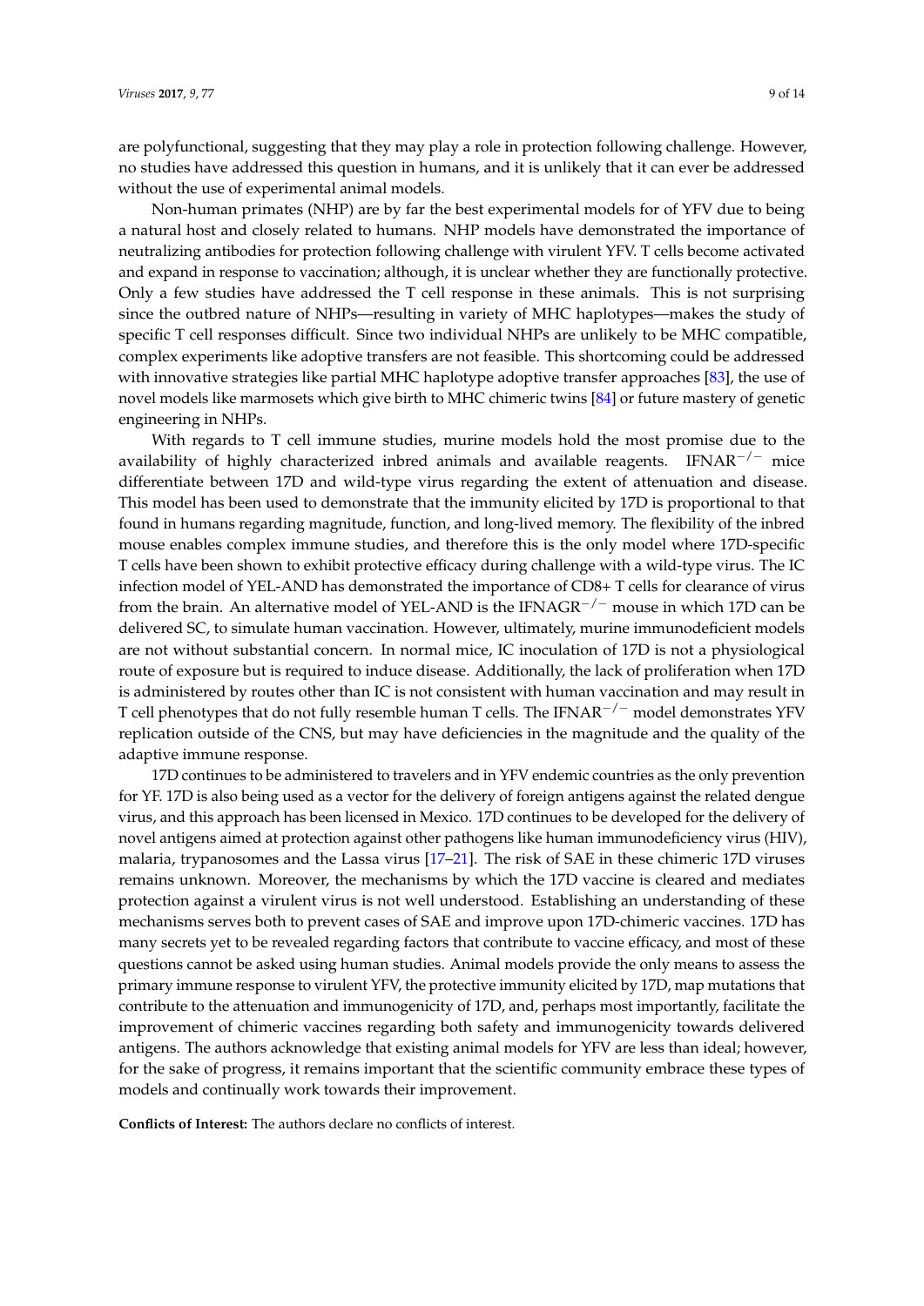are polyfunctional, suggesting that they may play a role in protection following challenge. However, no studies have addressed this question in humans, and it is unlikely that it can ever be addressed without the use of experimental animal models.

Non-human primates (NHP) are by far the best experimental models for of YFV due to being a natural host and closely related to humans. NHP models have demonstrated the importance of neutralizing antibodies for protection following challenge with virulent YFV. T cells become activated and expand in response to vaccination; although, it is unclear whether they are functionally protective. Only a few studies have addressed the T cell response in these animals. This is not surprising since the outbred nature of NHPs—resulting in variety of MHC haplotypes—makes the study of specific T cell responses difficult. Since two individual NHPs are unlikely to be MHC compatible, complex experiments like adoptive transfers are not feasible. This shortcoming could be addressed with innovative strategies like partial MHC haplotype adoptive transfer approaches [83], the use of novel models like marmosets which give birth to MHC chimeric twins [84] or future mastery of genetic engineering in NHPs.

With regards to T cell immune studies, murine models hold the most promise due to the availability of highly characterized inbred animals and available reagents. IFNAR$^{-/-}$ mice differentiate between 17D and wild-type virus regarding the extent of attenuation and disease. This model has been used to demonstrate that the immunity elicited by 17D is proportional to that found in humans regarding magnitude, function, and long-lived memory. The flexibility of the inbred mouse enables complex immune studies, and therefore this is the only model where 17D-specific T cells have been shown to exhibit protective efficacy during challenge with a wild-type virus. The IC infection model of YEL-AND has demonstrated the importance of CD8+ T cells for clearance of virus from the brain. An alternative model of YEL-AND is the IFNAGR$^{-/-}$ mouse in which 17D can be delivered SC, to simulate human vaccination. However, ultimately, murine immunodeficient models are not without substantial concern. In normal mice, IC inoculation of 17D is not a physiological route of exposure but is required to induce disease. Additionally, the lack of proliferation when 17D is administered by routes other than IC is not consistent with human vaccination and may result in T cell phenotypes that do not fully resemble human T cells. The IFNAR$^{-/-}$ model demonstrates YFV replication outside of the CNS, but may have deficiencies in the magnitude and the quality of the adaptive immune response.

17D continues to be administered to travelers and in YFV endemic countries as the only prevention for YF. 17D is also being used as a vector for the delivery of foreign antigens against the related dengue virus, and this approach has been licensed in Mexico. 17D continues to be developed for the delivery of novel antigens aimed at protection against other pathogens like human immunodeficiency virus (HIV), malaria, trypanosomes and the Lassa virus [17–21]. The risk of SAE in these chimeric 17D viruses remains unknown. Moreover, the mechanisms by which the 17D vaccine is cleared and mediates protection against a virulent virus is not well understood. Establishing an understanding of these mechanisms serves both to prevent cases of SAE and improve upon 17D-chimeric vaccines. 17D has many secrets yet to be revealed regarding factors that contribute to vaccine efficacy, and most of these questions cannot be asked using human studies. Animal models provide the only means to assess the primary immune response to virulent YFV, the protective immunity elicited by 17D, map mutations that contribute to the attenuation and immunogenicity of 17D, and, perhaps most importantly, facilitate the improvement of chimeric vaccines regarding both safety and immunogenicity towards delivered antigens. The authors acknowledge that existing animal models for YFV are less than ideal; however, for the sake of progress, it remains important that the scientific community embrace these types of models and continually work towards their improvement.

**Conflicts of Interest:** The authors declare no conflicts of interest.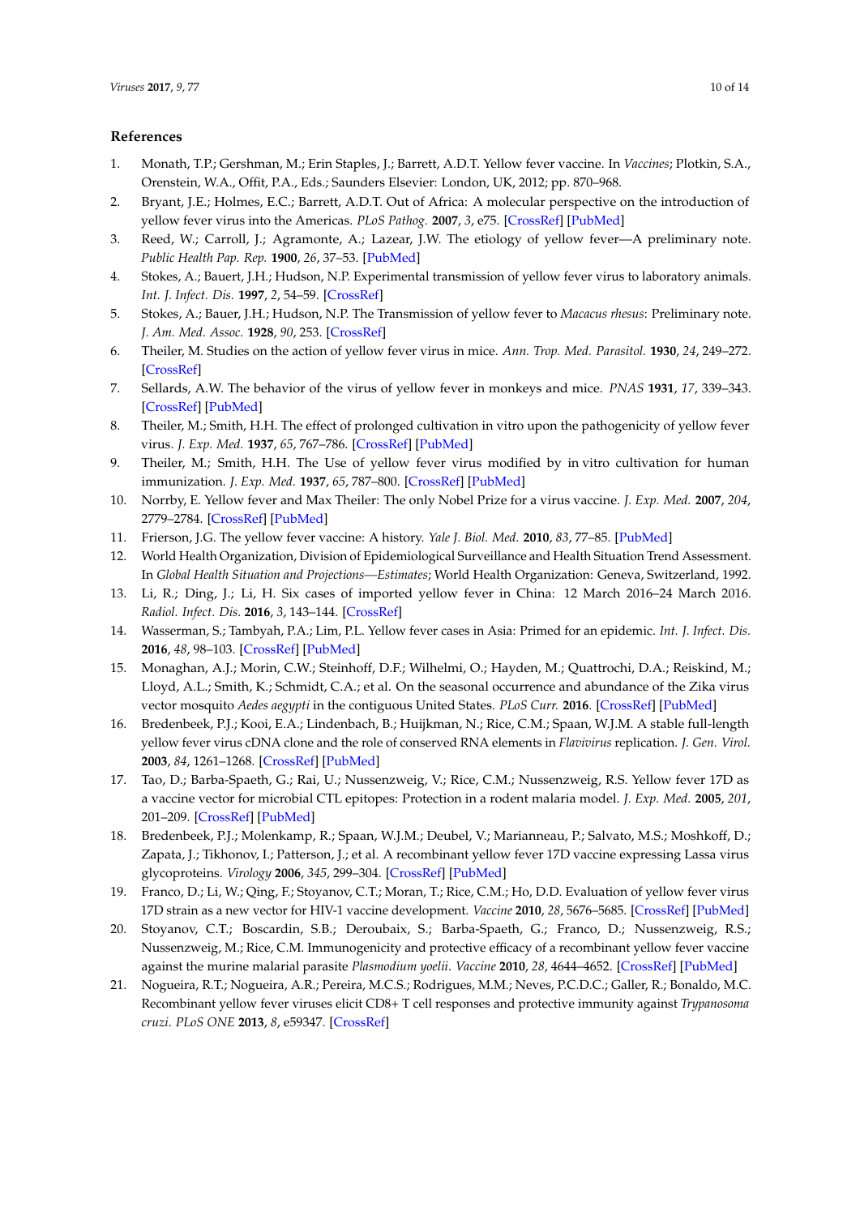## References

1. Monath, T.P.; Gershman, M.; Erin Staples, J.; Barrett, A.D.T. Yellow fever vaccine. In *Vaccines*; Plotkin, S.A., Orenstein, W.A., Offit, P.A., Eds.; Saunders Elsevier: London, UK, 2012; pp. 870–968.
2. Bryant, J.E.; Holmes, E.C.; Barrett, A.D.T. Out of Africa: A molecular perspective on the introduction of yellow fever virus into the Americas. *PLoS Pathog.* **2007**, *3*, e75. [CrossRef] [PubMed]
3. Reed, W.; Carroll, J.; Agramonte, A.; Lazear, J.W. The etiology of yellow fever—A preliminary note. *Public Health Pap. Rep.* **1900**, *26*, 37–53. [PubMed]
4. Stokes, A.; Bauert, J.H.; Hudson, N.P. Experimental transmission of yellow fever virus to laboratory animals. *Int. J. Infect. Dis.* **1997**, *2*, 54–59. [CrossRef]
5. Stokes, A.; Bauer, J.H.; Hudson, N.P. The Transmission of yellow fever to *Macacus rhesus*: Preliminary note. *J. Am. Med. Assoc.* **1928**, *90*, 253. [CrossRef]
6. Theiler, M. Studies on the action of yellow fever virus in mice. *Ann. Trop. Med. Parasitol.* **1930**, *24*, 249–272. [CrossRef]
7. Sellards, A.W. The behavior of the virus of yellow fever in monkeys and mice. *PNAS* **1931**, *17*, 339–343. [CrossRef] [PubMed]
8. Theiler, M.; Smith, H.H. The effect of prolonged cultivation in vitro upon the pathogenicity of yellow fever virus. *J. Exp. Med.* **1937**, *65*, 767–786. [CrossRef] [PubMed]
9. Theiler, M.; Smith, H.H. The Use of yellow fever virus modified by in vitro cultivation for human immunization. *J. Exp. Med.* **1937**, *65*, 787–800. [CrossRef] [PubMed]
10. Norrby, E. Yellow fever and Max Theiler: The only Nobel Prize for a virus vaccine. *J. Exp. Med.* **2007**, *204*, 2779–2784. [CrossRef] [PubMed]
11. Frierson, J.G. The yellow fever vaccine: A history. *Yale J. Biol. Med.* **2010**, *83*, 77–85. [PubMed]
12. World Health Organization, Division of Epidemiological Surveillance and Health Situation Trend Assessment. In *Global Health Situation and Projections—Estimates*; World Health Organization: Geneva, Switzerland, 1992.
13. Li, R.; Ding, J.; Li, H. Six cases of imported yellow fever in China: 12 March 2016–24 March 2016. *Radiol. Infect. Dis.* **2016**, *3*, 143–144. [CrossRef]
14. Wasserman, S.; Tambyah, P.A.; Lim, P.L. Yellow fever cases in Asia: Primed for an epidemic. *Int. J. Infect. Dis.* **2016**, *48*, 98–103. [CrossRef] [PubMed]
15. Monaghan, A.J.; Morin, C.W.; Steinhoff, D.F.; Wilhelmi, O.; Hayden, M.; Quattrochi, D.A.; Reiskind, M.; Lloyd, A.L.; Smith, K.; Schmidt, C.A.; et al. On the seasonal occurrence and abundance of the Zika virus vector mosquito *Aedes aegypti* in the contiguous United States. *PLoS Curr.* **2016**. [CrossRef] [PubMed]
16. Bredenbeek, P.J.; Kooi, E.A.; Lindenbach, B.; Huijkman, N.; Rice, C.M.; Spaan, W.J.M. A stable full-length yellow fever virus cDNA clone and the role of conserved RNA elements in *Flavivirus* replication. *J. Gen. Virol.* **2003**, *84*, 1261–1268. [CrossRef] [PubMed]
17. Tao, D.; Barba-Spaeth, G.; Rai, U.; Nussenzweig, V.; Rice, C.M.; Nussenzweig, R.S. Yellow fever 17D as a vaccine vector for microbial CTL epitopes: Protection in a rodent malaria model. *J. Exp. Med.* **2005**, *201*, 201–209. [CrossRef] [PubMed]
18. Bredenbeek, P.J.; Molenkamp, R.; Spaan, W.J.M.; Deubel, V.; Marianneau, P.; Salvato, M.S.; Moshkoff, D.; Zapata, J.; Tikhonov, I.; Patterson, J.; et al. A recombinant yellow fever 17D vaccine expressing Lassa virus glycoproteins. *Virology* **2006**, *345*, 299–304. [CrossRef] [PubMed]
19. Franco, D.; Li, W.; Qing, F.; Stoyanov, C.T.; Moran, T.; Rice, C.M.; Ho, D.D. Evaluation of yellow fever virus 17D strain as a new vector for HIV-1 vaccine development. *Vaccine* **2010**, *28*, 5676–5685. [CrossRef] [PubMed]
20. Stoyanov, C.T.; Boscardin, S.B.; Deroubaix, S.; Barba-Spaeth, G.; Franco, D.; Nussenzweig, R.S.; Nussenzweig, M.; Rice, C.M. Immunogenicity and protective efficacy of a recombinant yellow fever vaccine against the murine malarial parasite *Plasmodium yoelii*. *Vaccine* **2010**, *28*, 4644–4652. [CrossRef] [PubMed]
21. Nogueira, R.T.; Nogueira, A.R.; Pereira, M.C.S.; Rodrigues, M.M.; Neves, P.C.D.C.; Galler, R.; Bonaldo, M.C. Recombinant yellow fever viruses elicit CD8+ T cell responses and protective immunity against *Trypanosoma cruzi*. *PLoS ONE* **2013**, *8*, e59347. [CrossRef]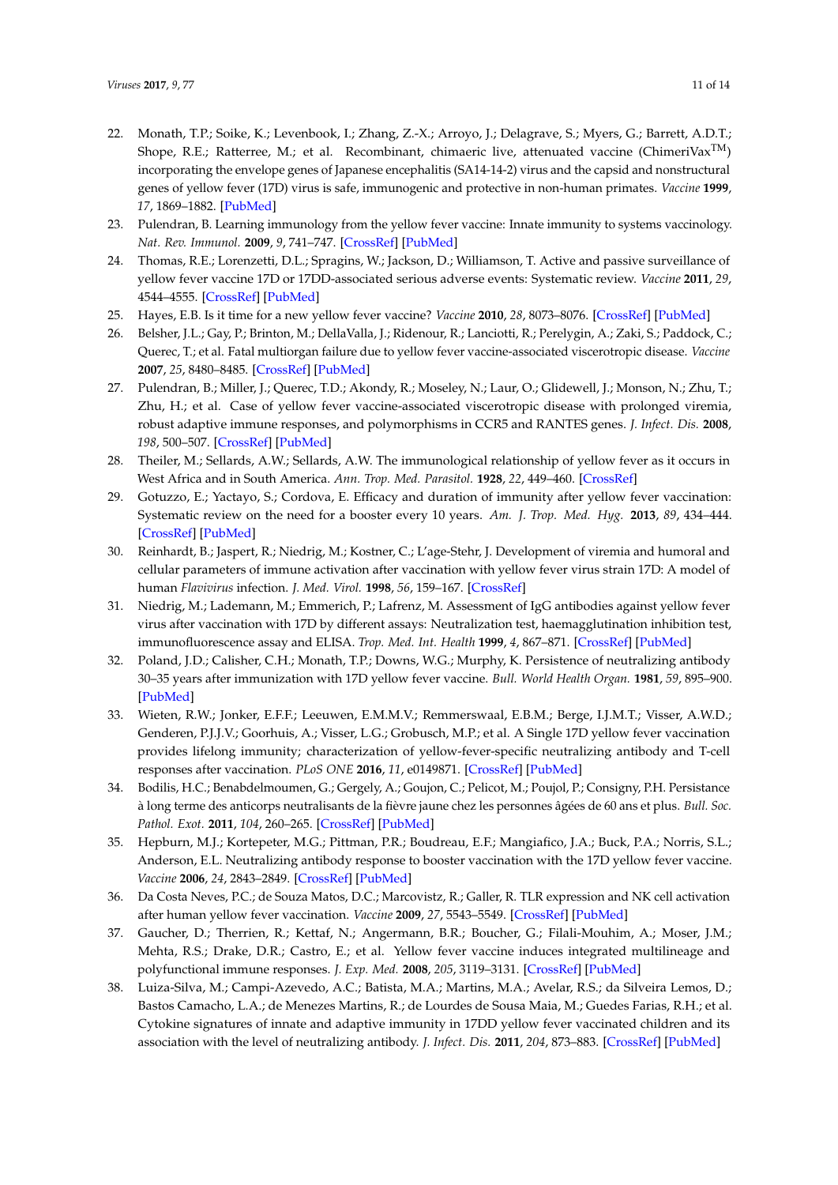22. Monath, T.P.; Soike, K.; Levenbook, I.; Zhang, Z.-X.; Arroyo, J.; Delagrave, S.; Myers, G.; Barrett, A.D.T.; Shope, R.E.; Ratterree, M.; et al. Recombinant, chimaeric live, attenuated vaccine (ChimeriVax$^{TM}$) incorporating the envelope genes of Japanese encephalitis (SA14-14-2) virus and the capsid and nonstructural genes of yellow fever (17D) virus is safe, immunogenic and protective in non-human primates. *Vaccine* **1999**, *17*, 1869–1882. [PubMed]
23. Pulendran, B. Learning immunology from the yellow fever vaccine: Innate immunity to systems vaccinology. *Nat. Rev. Immunol.* **2009**, *9*, 741–747. [CrossRef] [PubMed]
24. Thomas, R.E.; Lorenzetti, D.L.; Spragins, W.; Jackson, D.; Williamson, T. Active and passive surveillance of yellow fever vaccine 17D or 17DD-associated serious adverse events: Systematic review. *Vaccine* **2011**, *29*, 4544–4555. [CrossRef] [PubMed]
25. Hayes, E.B. Is it time for a new yellow fever vaccine? *Vaccine* **2010**, *28*, 8073–8076. [CrossRef] [PubMed]
26. Belsher, J.L.; Gay, P.; Brinton, M.; DellaValla, J.; Ridenour, R.; Lanciotti, R.; Perelygin, A.; Zaki, S.; Paddock, C.; Querec, T.; et al. Fatal multiorgan failure due to yellow fever vaccine-associated viscerotropic disease. *Vaccine* **2007**, *25*, 8480–8485. [CrossRef] [PubMed]
27. Pulendran, B.; Miller, J.; Querec, T.D.; Akondy, R.; Moseley, N.; Laur, O.; Glidewell, J.; Monson, N.; Zhu, T.; Zhu, H.; et al. Case of yellow fever vaccine-associated viscerotropic disease with prolonged viremia, robust adaptive immune responses, and polymorphisms in CCR5 and RANTES genes. *J. Infect. Dis.* **2008**, *198*, 500–507. [CrossRef] [PubMed]
28. Theiler, M.; Sellards, A.W.; Sellards, A.W. The immunological relationship of yellow fever as it occurs in West Africa and in South America. *Ann. Trop. Med. Parasitol.* **1928**, *22*, 449–460. [CrossRef]
29. Gotuzzo, E.; Yactayo, S.; Cordova, E. Efficacy and duration of immunity after yellow fever vaccination: Systematic review on the need for a booster every 10 years. *Am. J. Trop. Med. Hyg.* **2013**, *89*, 434–444. [CrossRef] [PubMed]
30. Reinhardt, B.; Jaspert, R.; Niedrig, M.; Kostner, C.; L'age-Stehr, J. Development of viremia and humoral and cellular parameters of immune activation after vaccination with yellow fever virus strain 17D: A model of human *Flavivirus* infection. *J. Med. Virol.* **1998**, *56*, 159–167. [CrossRef]
31. Niedrig, M.; Lademann, M.; Emmerich, P.; Lafrenz, M. Assessment of IgG antibodies against yellow fever virus after vaccination with 17D by different assays: Neutralization test, haemagglutination inhibition test, immunofluorescence assay and ELISA. *Trop. Med. Int. Health* **1999**, *4*, 867–871. [CrossRef] [PubMed]
32. Poland, J.D.; Calisher, C.H.; Monath, T.P.; Downs, W.G.; Murphy, K. Persistence of neutralizing antibody 30–35 years after immunization with 17D yellow fever vaccine. *Bull. World Health Organ.* **1981**, *59*, 895–900. [PubMed]
33. Wieten, R.W.; Jonker, E.F.F.; Leeuwen, E.M.M.V.; Remmerswaal, E.B.M.; Berge, I.J.M.T.; Visser, A.W.D.; Genderen, P.J.J.V.; Goorhuis, A.; Visser, L.G.; Grobusch, M.P.; et al. A Single 17D yellow fever vaccination provides lifelong immunity; characterization of yellow-fever-specific neutralizing antibody and T-cell responses after vaccination. *PLoS ONE* **2016**, *11*, e0149871. [CrossRef] [PubMed]
34. Bodilis, H.C.; Benabdelmoumen, G.; Gergely, A.; Goujon, C.; Pelicot, M.; Poujol, P.; Consigny, P.H. Persistance à long terme des anticorps neutralisants de la fièvre jaune chez les personnes âgées de 60 ans et plus. *Bull. Soc. Pathol. Exot.* **2011**, *104*, 260–265. [CrossRef] [PubMed]
35. Hepburn, M.J.; Kortepeter, M.G.; Pittman, P.R.; Boudreau, E.F.; Mangiafico, J.A.; Buck, P.A.; Norris, S.L.; Anderson, E.L. Neutralizing antibody response to booster vaccination with the 17D yellow fever vaccine. *Vaccine* **2006**, *24*, 2843–2849. [CrossRef] [PubMed]
36. Da Costa Neves, P.C.; de Souza Matos, D.C.; Marcovistz, R.; Galler, R. TLR expression and NK cell activation after human yellow fever vaccination. *Vaccine* **2009**, *27*, 5543–5549. [CrossRef] [PubMed]
37. Gaucher, D.; Therrien, R.; Kettaf, N.; Angermann, B.R.; Boucher, G.; Filali-Mouhim, A.; Moser, J.M.; Mehta, R.S.; Drake, D.R.; Castro, E.; et al. Yellow fever vaccine induces integrated multilineage and polyfunctional immune responses. *J. Exp. Med.* **2008**, *205*, 3119–3131. [CrossRef] [PubMed]
38. Luiza-Silva, M.; Campi-Azevedo, A.C.; Batista, M.A.; Martins, M.A.; Avelar, R.S.; da Silveira Lemos, D.; Bastos Camacho, L.A.; de Menezes Martins, R.; de Lourdes de Sousa Maia, M.; Guedes Farias, R.H.; et al. Cytokine signatures of innate and adaptive immunity in 17DD yellow fever vaccinated children and its association with the level of neutralizing antibody. *J. Infect. Dis.* **2011**, *204*, 873–883. [CrossRef] [PubMed]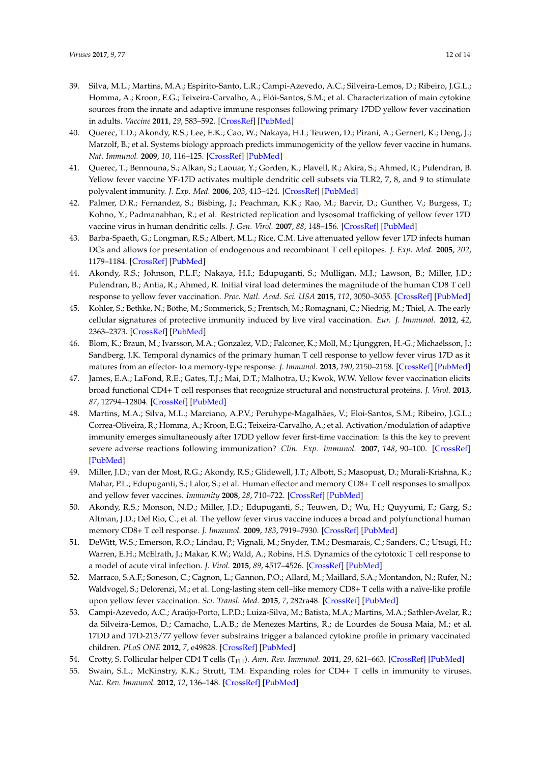39. Silva, M.L.; Martins, M.A.; Espírito-Santo, L.R.; Campi-Azevedo, A.C.; Silveira-Lemos, D.; Ribeiro, J.G.L.; Homma, A.; Kroon, E.G.; Teixeira-Carvalho, A.; Elói-Santos, S.M.; et al. Characterization of main cytokine sources from the innate and adaptive immune responses following primary 17DD yellow fever vaccination in adults. *Vaccine* **2011**, *29*, 583–592. [CrossRef] [PubMed]
40. Querec, T.D.; Akondy, R.S.; Lee, E.K.; Cao, W.; Nakaya, H.I.; Teuwen, D.; Pirani, A.; Gernert, K.; Deng, J.; Marzolf, B.; et al. Systems biology approach predicts immunogenicity of the yellow fever vaccine in humans. *Nat. Immunol.* **2009**, *10*, 116–125. [CrossRef] [PubMed]
41. Querec, T.; Bennouna, S.; Alkan, S.; Laouar, Y.; Gorden, K.; Flavell, R.; Akira, S.; Ahmed, R.; Pulendran, B. Yellow fever vaccine YF-17D activates multiple dendritic cell subsets via TLR2, 7, 8, and 9 to stimulate polyvalent immunity. *J. Exp. Med.* **2006**, *203*, 413–424. [CrossRef] [PubMed]
42. Palmer, D.R.; Fernandez, S.; Bisbing, J.; Peachman, K.K.; Rao, M.; Barvir, D.; Gunther, V.; Burgess, T.; Kohno, Y.; Padmanabhan, R.; et al. Restricted replication and lysosomal trafficking of yellow fever 17D vaccine virus in human dendritic cells. *J. Gen. Virol.* **2007**, *88*, 148–156. [CrossRef] [PubMed]
43. Barba-Spaeth, G.; Longman, R.S.; Albert, M.L.; Rice, C.M. Live attenuated yellow fever 17D infects human DCs and allows for presentation of endogenous and recombinant T cell epitopes. *J. Exp. Med.* **2005**, *202*, 1179–1184. [CrossRef] [PubMed]
44. Akondy, R.S.; Johnson, P.L.F.; Nakaya, H.I.; Edupuganti, S.; Mulligan, M.J.; Lawson, B.; Miller, J.D.; Pulendran, B.; Antia, R.; Ahmed, R. Initial viral load determines the magnitude of the human CD8 T cell response to yellow fever vaccination. *Proc. Natl. Acad. Sci. USA* **2015**, *112*, 3050–3055. [CrossRef] [PubMed]
45. Kohler, S.; Bethke, N.; Böthe, M.; Sommerick, S.; Frentsch, M.; Romagnani, C.; Niedrig, M.; Thiel, A. The early cellular signatures of protective immunity induced by live viral vaccination. *Eur. J. Immunol.* **2012**, *42*, 2363–2373. [CrossRef] [PubMed]
46. Blom, K.; Braun, M.; Ivarsson, M.A.; Gonzalez, V.D.; Falconer, K.; Moll, M.; Ljunggren, H.-G.; Michaëlsson, J.; Sandberg, J.K. Temporal dynamics of the primary human T cell response to yellow fever virus 17D as it matures from an effector- to a memory-type response. *J. Immunol.* **2013**, *190*, 2150–2158. [CrossRef] [PubMed]
47. James, E.A.; LaFond, R.E.; Gates, T.J.; Mai, D.T.; Malhotra, U.; Kwok, W.W. Yellow fever vaccination elicits broad functional CD4+ T cell responses that recognize structural and nonstructural proteins. *J. Virol.* **2013**, *87*, 12794–12804. [CrossRef] [PubMed]
48. Martins, M.A.; Silva, M.L.; Marciano, A.P.V.; Peruhype-Magalhães, V.; Eloi-Santos, S.M.; Ribeiro, J.G.L.; Correa-Oliveira, R.; Homma, A.; Kroon, E.G.; Teixeira-Carvalho, A.; et al. Activation/modulation of adaptive immunity emerges simultaneously after 17DD yellow fever first-time vaccination: Is this the key to prevent severe adverse reactions following immunization? *Clin. Exp. Immunol.* **2007**, *148*, 90–100. [CrossRef] [PubMed]
49. Miller, J.D.; van der Most, R.G.; Akondy, R.S.; Glidewell, J.T.; Albott, S.; Masopust, D.; Murali-Krishna, K.; Mahar, P.L.; Edupuganti, S.; Lalor, S.; et al. Human effector and memory CD8+ T cell responses to smallpox and yellow fever vaccines. *Immunity* **2008**, *28*, 710–722. [CrossRef] [PubMed]
50. Akondy, R.S.; Monson, N.D.; Miller, J.D.; Edupuganti, S.; Teuwen, D.; Wu, H.; Quyyumi, F.; Garg, S.; Altman, J.D.; Del Rio, C.; et al. The yellow fever virus vaccine induces a broad and polyfunctional human memory CD8+ T cell response. *J. Immunol.* **2009**, *183*, 7919–7930. [CrossRef] [PubMed]
51. DeWitt, W.S.; Emerson, R.O.; Lindau, P.; Vignali, M.; Snyder, T.M.; Desmarais, C.; Sanders, C.; Utsugi, H.; Warren, E.H.; McElrath, J.; Makar, K.W.; Wald, A.; Robins, H.S. Dynamics of the cytotoxic T cell response to a model of acute viral infection. *J. Virol.* **2015**, *89*, 4517–4526. [CrossRef] [PubMed]
52. Marraco, S.A.F.; Soneson, C.; Cagnon, L.; Gannon, P.O.; Allard, M.; Maillard, S.A.; Montandon, N.; Rufer, N.; Waldvogel, S.; Delorenzi, M.; et al. Long-lasting stem cell–like memory CD8+ T cells with a naïve-like profile upon yellow fever vaccination. *Sci. Transl. Med.* **2015**, *7*, 282ra48. [CrossRef] [PubMed]
53. Campi-Azevedo, A.C.; Araújo-Porto, L.P.D.; Luiza-Silva, M.; Batista, M.A.; Martins, M.A.; Sathler-Avelar, R.; da Silveira-Lemos, D.; Camacho, L.A.B.; de Menezes Martins, R.; de Lourdes de Sousa Maia, M.; et al. 17DD and 17D-213/77 yellow fever substrains trigger a balanced cytokine profile in primary vaccinated children. *PLoS ONE* **2012**, *7*, e49828. [CrossRef] [PubMed]
54. Crotty, S. Follicular helper CD4 T cells ($T_{FH}$). *Ann. Rev. Immunol.* **2011**, *29*, 621–663. [CrossRef] [PubMed]
55. Swain, S.L.; McKinstry, K.K.; Strutt, T.M. Expanding roles for CD4+ T cells in immunity to viruses. *Nat. Rev. Immunol.* **2012**, *12*, 136–148. [CrossRef] [PubMed]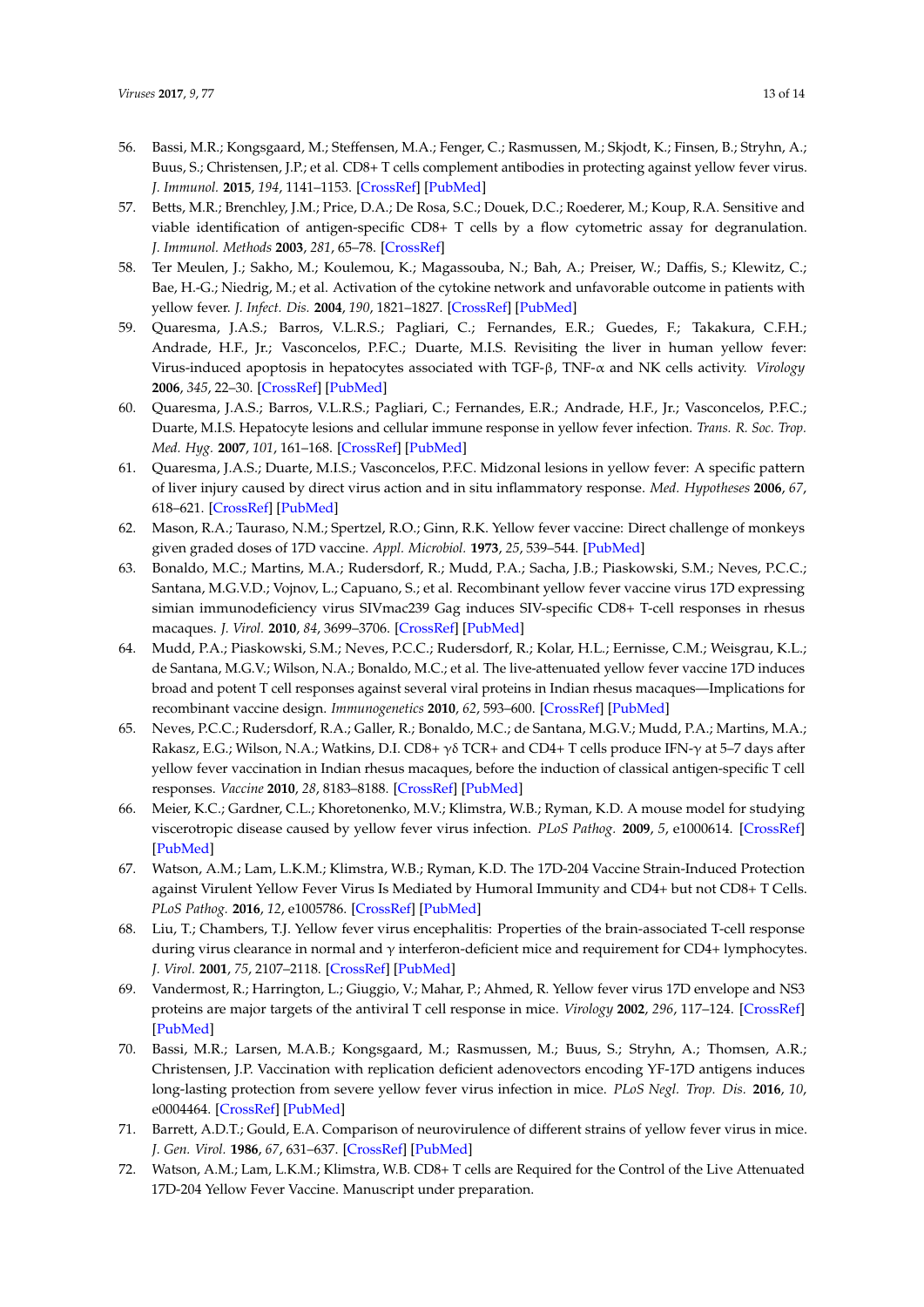56. Bassi, M.R.; Kongsgaard, M.; Steffensen, M.A.; Fenger, C.; Rasmussen, M.; Skjodt, K.; Finsen, B.; Stryhn, A.; Buus, S.; Christensen, J.P.; et al. CD8+ T cells complement antibodies in protecting against yellow fever virus. *J. Immunol.* **2015**, *194*, 1141–1153. [CrossRef] [PubMed]
57. Betts, M.R.; Brenchley, J.M.; Price, D.A.; De Rosa, S.C.; Douek, D.C.; Roederer, M.; Koup, R.A. Sensitive and viable identification of antigen-specific CD8+ T cells by a flow cytometric assay for degranulation. *J. Immunol. Methods* **2003**, *281*, 65–78. [CrossRef]
58. Ter Meulen, J.; Sakho, M.; Koulemou, K.; Magassouba, N.; Bah, A.; Preiser, W.; Daffis, S.; Klewitz, C.; Bae, H.-G.; Niedrig, M.; et al. Activation of the cytokine network and unfavorable outcome in patients with yellow fever. *J. Infect. Dis.* **2004**, *190*, 1821–1827. [CrossRef] [PubMed]
59. Quaresma, J.A.S.; Barros, V.L.R.S.; Pagliari, C.; Fernandes, E.R.; Guedes, F.; Takakura, C.F.H.; Andrade, H.F., Jr.; Vasconcelos, P.F.C.; Duarte, M.I.S. Revisiting the liver in human yellow fever: Virus-induced apoptosis in hepatocytes associated with TGF-β, TNF-α and NK cells activity. *Virology* **2006**, *345*, 22–30. [CrossRef] [PubMed]
60. Quaresma, J.A.S.; Barros, V.L.R.S.; Pagliari, C.; Fernandes, E.R.; Andrade, H.F., Jr.; Vasconcelos, P.F.C.; Duarte, M.I.S. Hepatocyte lesions and cellular immune response in yellow fever infection. *Trans. R. Soc. Trop. Med. Hyg.* **2007**, *101*, 161–168. [CrossRef] [PubMed]
61. Quaresma, J.A.S.; Duarte, M.I.S.; Vasconcelos, P.F.C. Midzonal lesions in yellow fever: A specific pattern of liver injury caused by direct virus action and in situ inflammatory response. *Med. Hypotheses* **2006**, *67*, 618–621. [CrossRef] [PubMed]
62. Mason, R.A.; Tauraso, N.M.; Spertzel, R.O.; Ginn, R.K. Yellow fever vaccine: Direct challenge of monkeys given graded doses of 17D vaccine. *Appl. Microbiol.* **1973**, *25*, 539–544. [PubMed]
63. Bonaldo, M.C.; Martins, M.A.; Rudersdorf, R.; Mudd, P.A.; Sacha, J.B.; Piaskowski, S.M.; Neves, P.C.C.; Santana, M.G.V.D.; Vojnov, L.; Capuano, S.; et al. Recombinant yellow fever vaccine virus 17D expressing simian immunodeficiency virus SIVmac239 Gag induces SIV-specific CD8+ T-cell responses in rhesus macaques. *J. Virol.* **2010**, *84*, 3699–3706. [CrossRef] [PubMed]
64. Mudd, P.A.; Piaskowski, S.M.; Neves, P.C.C.; Rudersdorf, R.; Kolar, H.L.; Eernisse, C.M.; Weisgrau, K.L.; de Santana, M.G.V.; Wilson, N.A.; Bonaldo, M.C.; et al. The live-attenuated yellow fever vaccine 17D induces broad and potent T cell responses against several viral proteins in Indian rhesus macaques—Implications for recombinant vaccine design. *Immunogenetics* **2010**, *62*, 593–600. [CrossRef] [PubMed]
65. Neves, P.C.C.; Rudersdorf, R.A.; Galler, R.; Bonaldo, M.C.; de Santana, M.G.V.; Mudd, P.A.; Martins, M.A.; Rakasz, E.G.; Wilson, N.A.; Watkins, D.I. CD8+ γδ TCR+ and CD4+ T cells produce IFN-γ at 5–7 days after yellow fever vaccination in Indian rhesus macaques, before the induction of classical antigen-specific T cell responses. *Vaccine* **2010**, *28*, 8183–8188. [CrossRef] [PubMed]
66. Meier, K.C.; Gardner, C.L.; Khoretonenko, M.V.; Klimstra, W.B.; Ryman, K.D. A mouse model for studying viscerotropic disease caused by yellow fever virus infection. *PLoS Pathog.* **2009**, *5*, e1000614. [CrossRef] [PubMed]
67. Watson, A.M.; Lam, L.K.M.; Klimstra, W.B.; Ryman, K.D. The 17D-204 Vaccine Strain-Induced Protection against Virulent Yellow Fever Virus Is Mediated by Humoral Immunity and CD4+ but not CD8+ T Cells. *PLoS Pathog.* **2016**, *12*, e1005786. [CrossRef] [PubMed]
68. Liu, T.; Chambers, T.J. Yellow fever virus encephalitis: Properties of the brain-associated T-cell response during virus clearance in normal and γ interferon-deficient mice and requirement for CD4+ lymphocytes. *J. Virol.* **2001**, *75*, 2107–2118. [CrossRef] [PubMed]
69. Vandermost, R.; Harrington, L.; Giuggio, V.; Mahar, P.; Ahmed, R. Yellow fever virus 17D envelope and NS3 proteins are major targets of the antiviral T cell response in mice. *Virology* **2002**, *296*, 117–124. [CrossRef] [PubMed]
70. Bassi, M.R.; Larsen, M.A.B.; Kongsgaard, M.; Rasmussen, M.; Buus, S.; Stryhn, A.; Thomsen, A.R.; Christensen, J.P. Vaccination with replication deficient adenovectors encoding YF-17D antigens induces long-lasting protection from severe yellow fever virus infection in mice. *PLoS Negl. Trop. Dis.* **2016**, *10*, e0004464. [CrossRef] [PubMed]
71. Barrett, A.D.T.; Gould, E.A. Comparison of neurovirulence of different strains of yellow fever virus in mice. *J. Gen. Virol.* **1986**, *67*, 631–637. [CrossRef] [PubMed]
72. Watson, A.M.; Lam, L.K.M.; Klimstra, W.B. CD8+ T cells are Required for the Control of the Live Attenuated 17D-204 Yellow Fever Vaccine. Manuscript under preparation.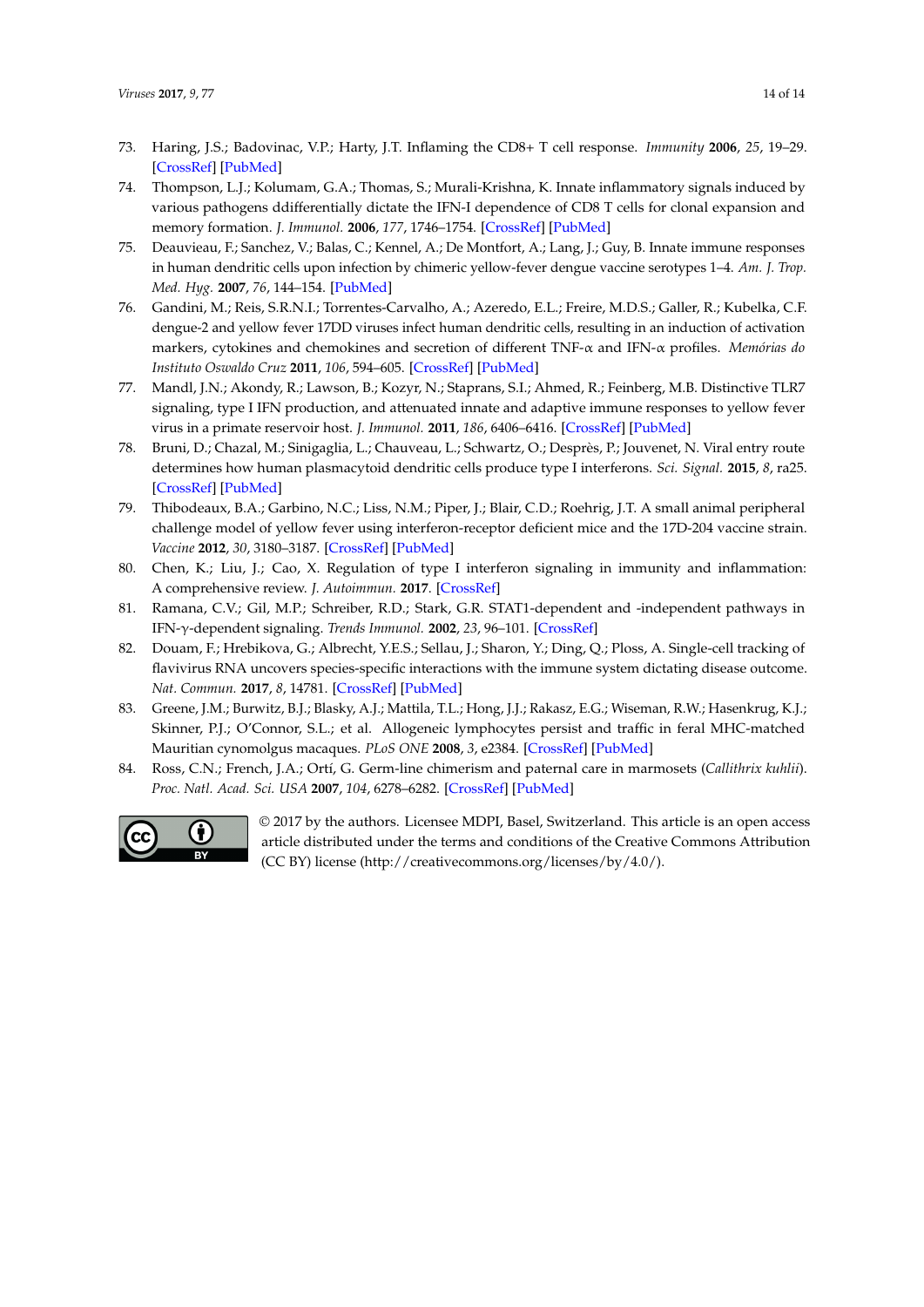73. Haring, J.S.; Badovinac, V.P.; Harty, J.T. Inflaming the CD8+ T cell response. *Immunity* **2006**, *25*, 19–29. [CrossRef] [PubMed]
74. Thompson, L.J.; Kolumam, G.A.; Thomas, S.; Murali-Krishna, K. Innate inflammatory signals induced by various pathogens ddifferentially dictate the IFN-I dependence of CD8 T cells for clonal expansion and memory formation. *J. Immunol.* **2006**, *177*, 1746–1754. [CrossRef] [PubMed]
75. Deauvieau, F.; Sanchez, V.; Balas, C.; Kennel, A.; De Montfort, A.; Lang, J.; Guy, B. Innate immune responses in human dendritic cells upon infection by chimeric yellow-fever dengue vaccine serotypes 1–4. *Am. J. Trop. Med. Hyg.* **2007**, *76*, 144–154. [PubMed]
76. Gandini, M.; Reis, S.R.N.I.; Torrentes-Carvalho, A.; Azeredo, E.L.; Freire, M.D.S.; Galler, R.; Kubelka, C.F. dengue-2 and yellow fever 17DD viruses infect human dendritic cells, resulting in an induction of activation markers, cytokines and chemokines and secretion of different TNF-α and IFN-α profiles. *Memórias do Instituto Oswaldo Cruz* **2011**, *106*, 594–605. [CrossRef] [PubMed]
77. Mandl, J.N.; Akondy, R.; Lawson, B.; Kozyr, N.; Staprans, S.I.; Ahmed, R.; Feinberg, M.B. Distinctive TLR7 signaling, type I IFN production, and attenuated innate and adaptive immune responses to yellow fever virus in a primate reservoir host. *J. Immunol.* **2011**, *186*, 6406–6416. [CrossRef] [PubMed]
78. Bruni, D.; Chazal, M.; Sinigaglia, L.; Chauveau, L.; Schwartz, O.; Desprès, P.; Jouvenet, N. Viral entry route determines how human plasmacytoid dendritic cells produce type I interferons. *Sci. Signal.* **2015**, *8*, ra25. [CrossRef] [PubMed]
79. Thibodeaux, B.A.; Garbino, N.C.; Liss, N.M.; Piper, J.; Blair, C.D.; Roehrig, J.T. A small animal peripheral challenge model of yellow fever using interferon-receptor deficient mice and the 17D-204 vaccine strain. *Vaccine* **2012**, *30*, 3180–3187. [CrossRef] [PubMed]
80. Chen, K.; Liu, J.; Cao, X. Regulation of type I interferon signaling in immunity and inflammation: A comprehensive review. *J. Autoimmun.* **2017**. [CrossRef]
81. Ramana, C.V.; Gil, M.P.; Schreiber, R.D.; Stark, G.R. STAT1-dependent and -independent pathways in IFN-γ-dependent signaling. *Trends Immunol.* **2002**, *23*, 96–101. [CrossRef]
82. Douam, F.; Hrebikova, G.; Albrecht, Y.E.S.; Sellau, J.; Sharon, Y.; Ding, Q.; Ploss, A. Single-cell tracking of flavivirus RNA uncovers species-specific interactions with the immune system dictating disease outcome. *Nat. Commun.* **2017**, *8*, 14781. [CrossRef] [PubMed]
83. Greene, J.M.; Burwitz, B.J.; Blasky, A.J.; Mattila, T.L.; Hong, J.J.; Rakasz, E.G.; Wiseman, R.W.; Hasenkrug, K.J.; Skinner, P.J.; O'Connor, S.L.; et al. Allogeneic lymphocytes persist and traffic in feral MHC-matched Mauritian cynomolgus macaques. *PLoS ONE* **2008**, *3*, e2384. [CrossRef] [PubMed]
84. Ross, C.N.; French, J.A.; Ortí, G. Germ-line chimerism and paternal care in marmosets (*Callithrix kuhlii*). *Proc. Natl. Acad. Sci. USA* **2007**, *104*, 6278–6282. [CrossRef] [PubMed]

© 2017 by the authors. Licensee MDPI, Basel, Switzerland. This article is an open access article distributed under the terms and conditions of the Creative Commons Attribution (CC BY) license (http://creativecommons.org/licenses/by/4.0/).